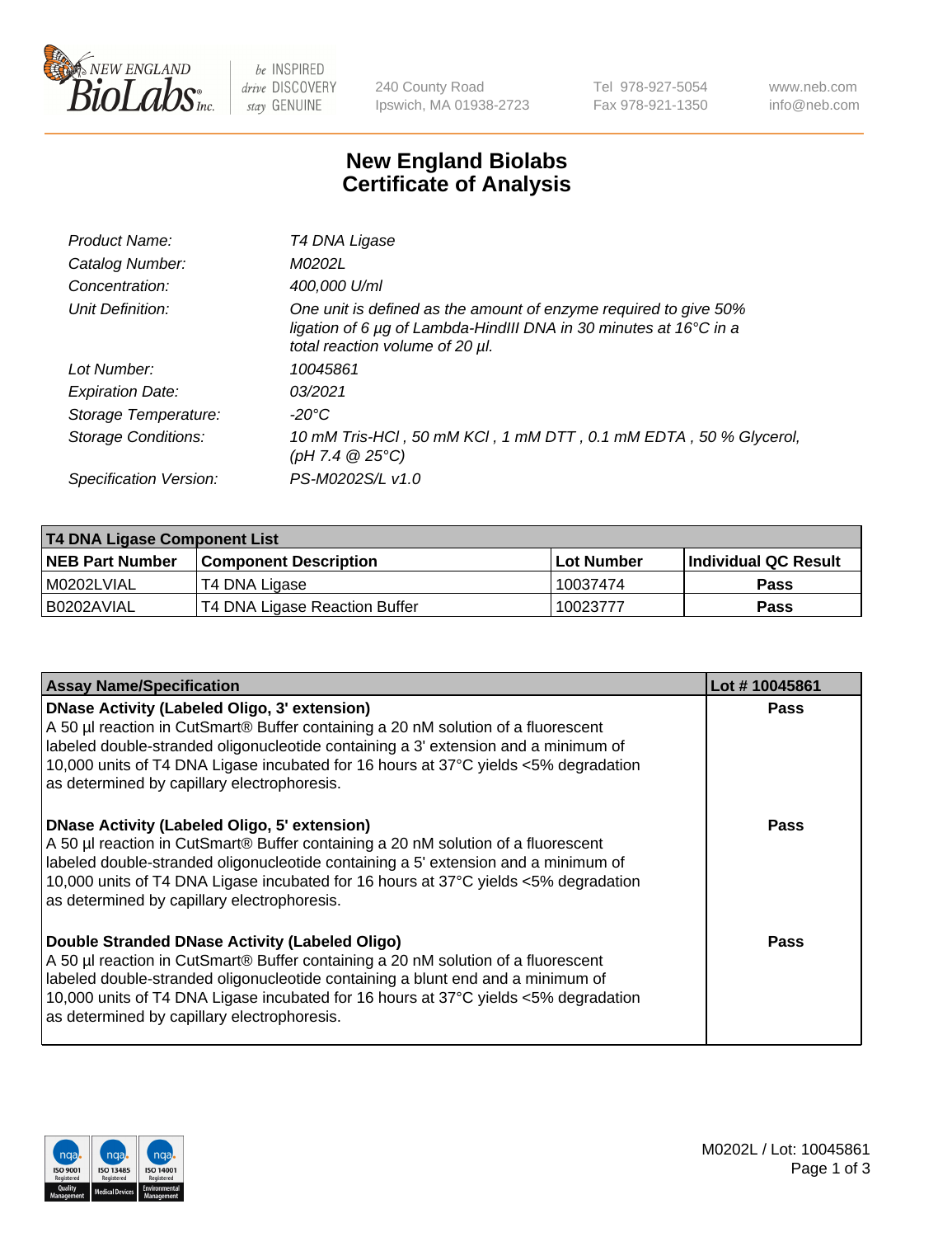New England BioLabs Inc. — be INSPIRED drive DISCOVERY stay GENUINE

240 County Road
Ipswich, MA 01938-2723

Tel 978-927-5054
Fax 978-921-1350

www.neb.com
info@neb.com

# New England Biolabs
# Certificate of Analysis

| | |
|---|---|
| *Product Name:* | *T4 DNA Ligase* |
| *Catalog Number:* | *M0202L* |
| *Concentration:* | *400,000 U/ml* |
| *Unit Definition:* | *One unit is defined as the amount of enzyme required to give 50% ligation of 6 µg of Lambda-HindIII DNA in 30 minutes at 16°C in a total reaction volume of 20 µl.* |
| *Lot Number:* | *10045861* |
| *Expiration Date:* | *03/2021* |
| *Storage Temperature:* | *-20°C* |
| *Storage Conditions:* | *10 mM Tris-HCl , 50 mM KCl , 1 mM DTT , 0.1 mM EDTA , 50 % Glycerol, (pH 7.4 @ 25°C)* |
| *Specification Version:* | *PS-M0202S/L v1.0* |

| T4 DNA Ligase Component List | | | |
|---|---|---|---|
| **NEB Part Number** | **Component Description** | **Lot Number** | **Individual QC Result** |
| M0202LVIAL | T4 DNA Ligase | 10037474 | **Pass** |
| B0202AVIAL | T4 DNA Ligase Reaction Buffer | 10023777 | **Pass** |

| Assay Name/Specification | Lot # 10045861 |
|---|---|
| **DNase Activity (Labeled Oligo, 3' extension)** A 50 µl reaction in CutSmart® Buffer containing a 20 nM solution of a fluorescent labeled double-stranded oligonucleotide containing a 3' extension and a minimum of 10,000 units of T4 DNA Ligase incubated for 16 hours at 37°C yields <5% degradation as determined by capillary electrophoresis. | **Pass** |
| **DNase Activity (Labeled Oligo, 5' extension)** A 50 µl reaction in CutSmart® Buffer containing a 20 nM solution of a fluorescent labeled double-stranded oligonucleotide containing a 5' extension and a minimum of 10,000 units of T4 DNA Ligase incubated for 16 hours at 37°C yields <5% degradation as determined by capillary electrophoresis. | **Pass** |
| **Double Stranded DNase Activity (Labeled Oligo)** A 50 µl reaction in CutSmart® Buffer containing a 20 nM solution of a fluorescent labeled double-stranded oligonucleotide containing a blunt end and a minimum of 10,000 units of T4 DNA Ligase incubated for 16 hours at 37°C yields <5% degradation as determined by capillary electrophoresis. | **Pass** |

M0202L / Lot: 10045861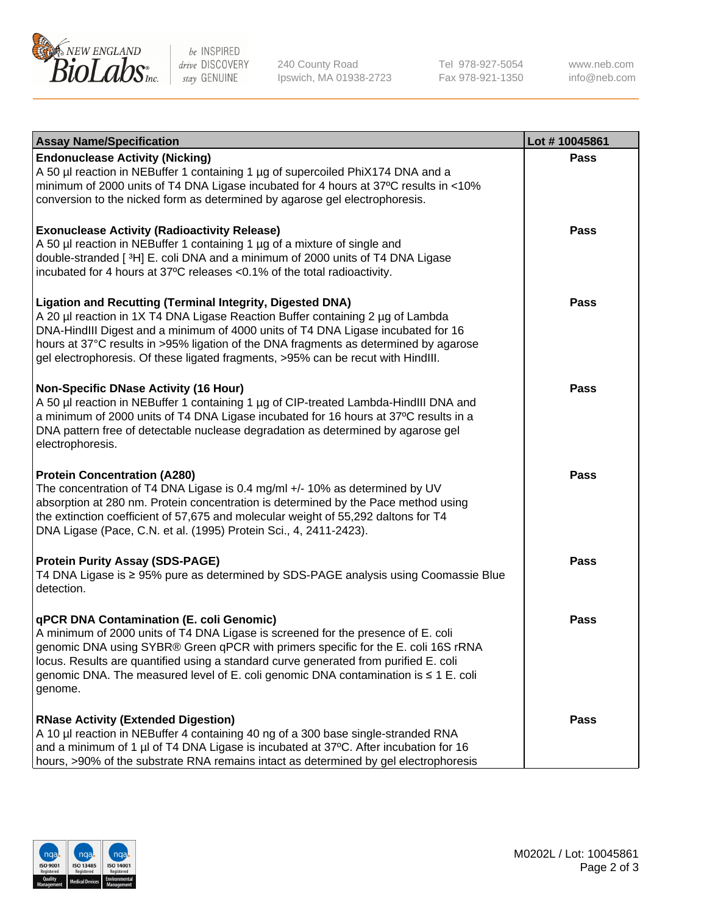| Assay Name/Specification | Lot # 10045861 |
|---|---|
| **Endonuclease Activity (Nicking)**<br>A 50 µl reaction in NEBuffer 1 containing 1 µg of supercoiled PhiX174 DNA and a minimum of 2000 units of T4 DNA Ligase incubated for 4 hours at 37ºC results in <10% conversion to the nicked form as determined by agarose gel electrophoresis. | Pass |
| **Exonuclease Activity (Radioactivity Release)**<br>A 50 µl reaction in NEBuffer 1 containing 1 µg of a mixture of single and double-stranded [ $^{3}$H] E. coli DNA and a minimum of 2000 units of T4 DNA Ligase incubated for 4 hours at 37ºC releases <0.1% of the total radioactivity. | Pass |
| **Ligation and Recutting (Terminal Integrity, Digested DNA)**<br>A 20 µl reaction in 1X T4 DNA Ligase Reaction Buffer containing 2 µg of Lambda DNA-HindIII Digest and a minimum of 4000 units of T4 DNA Ligase incubated for 16 hours at 37°C results in >95% ligation of the DNA fragments as determined by agarose gel electrophoresis. Of these ligated fragments, >95% can be recut with HindIII. | Pass |
| **Non-Specific DNase Activity (16 Hour)**<br>A 50 µl reaction in NEBuffer 1 containing 1 µg of CIP-treated Lambda-HindIII DNA and a minimum of 2000 units of T4 DNA Ligase incubated for 16 hours at 37ºC results in a DNA pattern free of detectable nuclease degradation as determined by agarose gel electrophoresis. | Pass |
| **Protein Concentration (A280)**<br>The concentration of T4 DNA Ligase is 0.4 mg/ml +/- 10% as determined by UV absorption at 280 nm. Protein concentration is determined by the Pace method using the extinction coefficient of 57,675 and molecular weight of 55,292 daltons for T4 DNA Ligase (Pace, C.N. et al. (1995) Protein Sci., 4, 2411-2423). | Pass |
| **Protein Purity Assay (SDS-PAGE)**<br>T4 DNA Ligase is ≥ 95% pure as determined by SDS-PAGE analysis using Coomassie Blue detection. | Pass |
| **qPCR DNA Contamination (E. coli Genomic)**<br>A minimum of 2000 units of T4 DNA Ligase is screened for the presence of E. coli genomic DNA using SYBR® Green qPCR with primers specific for the E. coli 16S rRNA locus. Results are quantified using a standard curve generated from purified E. coli genomic DNA. The measured level of E. coli genomic DNA contamination is ≤ 1 E. coli genome. | Pass |
| **RNase Activity (Extended Digestion)**<br>A 10 µl reaction in NEBuffer 4 containing 40 ng of a 300 base single-stranded RNA and a minimum of 1 µl of T4 DNA Ligase is incubated at 37ºC. After incubation for 16 hours, >90% of the substrate RNA remains intact as determined by gel electrophoresis | Pass |

M0202L / Lot: 10045861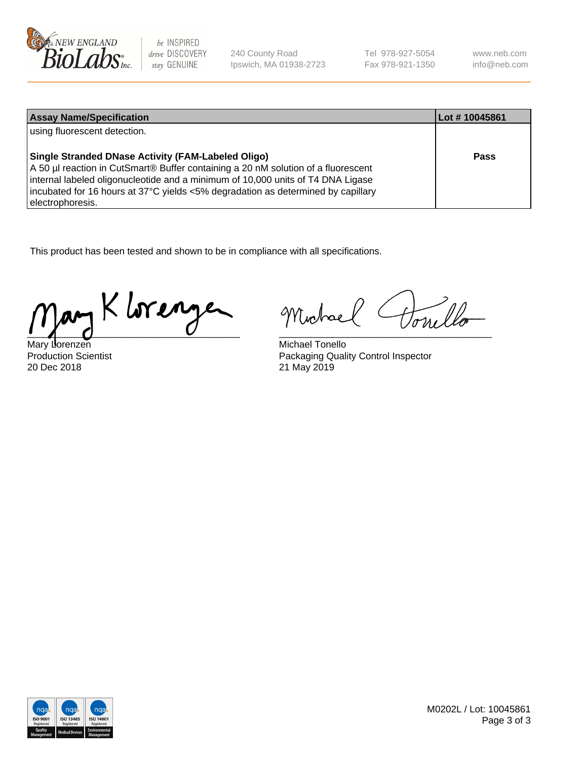| Assay Name/Specification | Lot # 10045861 |
| --- | --- |
| using fluorescent detection. | |
| **Single Stranded DNase Activity (FAM-Labeled Oligo)**<br>A 50 µl reaction in CutSmart® Buffer containing a 20 nM solution of a fluorescent internal labeled oligonucleotide and a minimum of 10,000 units of T4 DNA Ligase incubated for 16 hours at 37°C yields <5% degradation as determined by capillary electrophoresis. | **Pass** |

This product has been tested and shown to be in compliance with all specifications.

Mary Lorenzen
Production Scientist
20 Dec 2018

Michael Tonello
Packaging Quality Control Inspector
21 May 2019

M0202L / Lot: 10045861